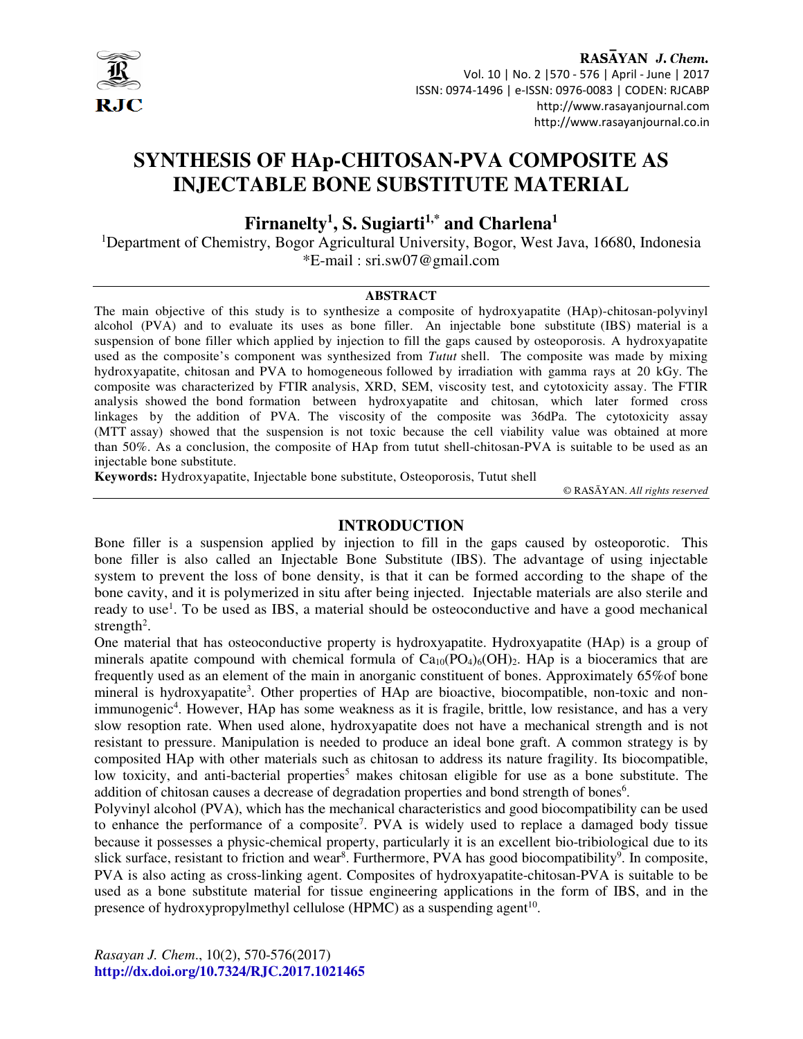# SYNTHESIS OF HAp-CHITOSAN-PVA COMPOSITE AS INJECTABLE BONE SUBSTITUTE MATERIAL

**Firnanelty[1], S. Sugiarti[1,*] and Charlena[1]**

[1]Department of Chemistry, Bogor Agricultural University, Bogor, West Java, 16680, Indonesia

*E-mail : sri.sw07@gmail.com

## ABSTRACT

The main objective of this study is to synthesize a composite of hydroxyapatite (HAp)-chitosan-polyvinyl alcohol (PVA) and to evaluate its uses as bone filler. An injectable bone substitute (IBS) material is a suspension of bone filler which applied by injection to fill the gaps caused by osteoporosis. A hydroxyapatite used as the composite's component was synthesized from *Tutut* shell. The composite was made by mixing hydroxyapatite, chitosan and PVA to homogeneous followed by irradiation with gamma rays at 20 kGy. The composite was characterized by FTIR analysis, XRD, SEM, viscosity test, and cytotoxicity assay. The FTIR analysis showed the bond formation between hydroxyapatite and chitosan, which later formed cross linkages by the addition of PVA. The viscosity of the composite was 36dPa. The cytotoxicity assay (MTT assay) showed that the suspension is not toxic because the cell viability value was obtained at more than 50%. As a conclusion, the composite of HAp from tutut shell-chitosan-PVA is suitable to be used as an injectable bone substitute.

**Keywords:** Hydroxyapatite, Injectable bone substitute, Osteoporosis, Tutut shell

© RASĀYAN. *All rights reserved*

## INTRODUCTION

Bone filler is a suspension applied by injection to fill in the gaps caused by osteoporotic. This bone filler is also called an Injectable Bone Substitute (IBS). The advantage of using injectable system to prevent the loss of bone density, is that it can be formed according to the shape of the bone cavity, and it is polymerized in situ after being injected. Injectable materials are also sterile and ready to use[1]. To be used as IBS, a material should be osteoconductive and have a good mechanical strength[2].

One material that has osteoconductive property is hydroxyapatite. Hydroxyapatite (HAp) is a group of minerals apatite compound with chemical formula of $Ca_{10}(PO_4)_6(OH)_2$. HAp is a bioceramics that are frequently used as an element of the main in anorganic constituent of bones. Approximately 65%of bone mineral is hydroxyapatite[3]. Other properties of HAp are bioactive, biocompatible, non-toxic and non-immunogenic[4]. However, HAp has some weakness as it is fragile, brittle, low resistance, and has a very slow resoption rate. When used alone, hydroxyapatite does not have a mechanical strength and is not resistant to pressure. Manipulation is needed to produce an ideal bone graft. A common strategy is by composited HAp with other materials such as chitosan to address its nature fragility. Its biocompatible, low toxicity, and anti-bacterial properties[5] makes chitosan eligible for use as a bone substitute. The addition of chitosan causes a decrease of degradation properties and bond strength of bones[6].

Polyvinyl alcohol (PVA), which has the mechanical characteristics and good biocompatibility can be used to enhance the performance of a composite[7]. PVA is widely used to replace a damaged body tissue because it possesses a physic-chemical property, particularly it is an excellent bio-tribiological due to its slick surface, resistant to friction and wear[8]. Furthermore, PVA has good biocompatibility[9]. In composite, PVA is also acting as cross-linking agent. Composites of hydroxyapatite-chitosan-PVA is suitable to be used as a bone substitute material for tissue engineering applications in the form of IBS, and in the presence of hydroxypropylmethyl cellulose (HPMC) as a suspending agent[10].

*Rasayan J. Chem.*, 10(2), 570-576(2017)
**http://dx.doi.org/10.7324/RJC.2017.1021465**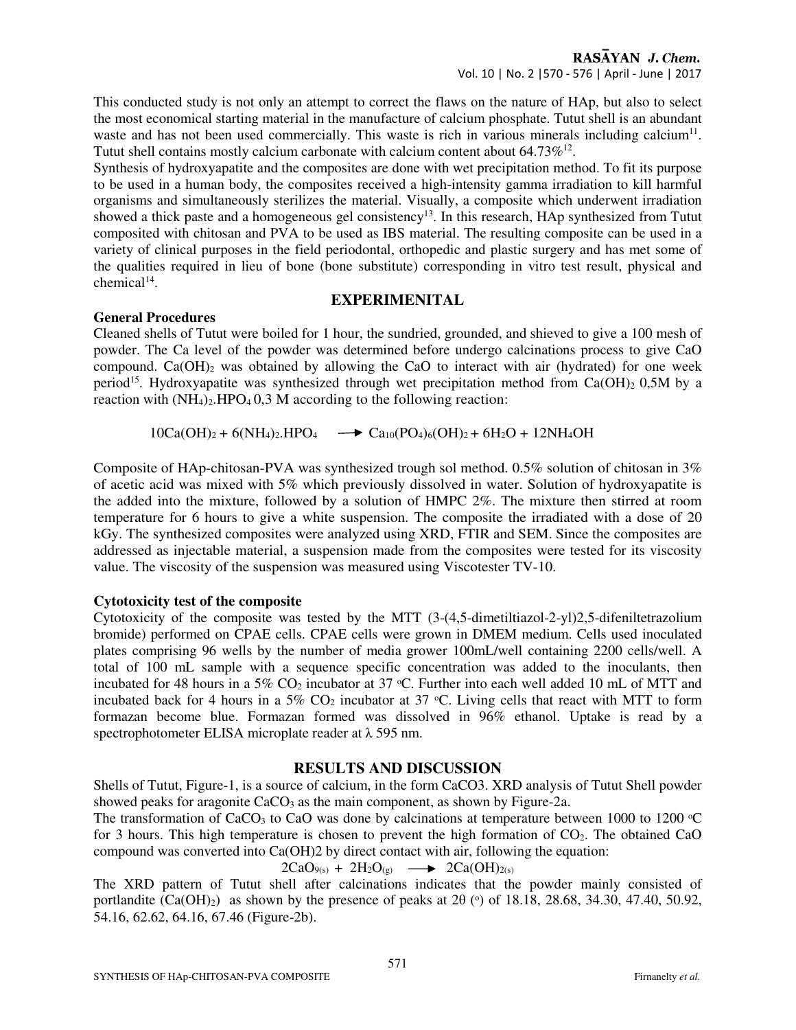This conducted study is not only an attempt to correct the flaws on the nature of HAp, but also to select the most economical starting material in the manufacture of calcium phosphate. Tutut shell is an abundant waste and has not been used commercially. This waste is rich in various minerals including calcium[11]. Tutut shell contains mostly calcium carbonate with calcium content about 64.73%[12].

Synthesis of hydroxyapatite and the composites are done with wet precipitation method. To fit its purpose to be used in a human body, the composites received a high-intensity gamma irradiation to kill harmful organisms and simultaneously sterilizes the material. Visually, a composite which underwent irradiation showed a thick paste and a homogeneous gel consistency[13]. In this research, HAp synthesized from Tutut composited with chitosan and PVA to be used as IBS material. The resulting composite can be used in a variety of clinical purposes in the field periodontal, orthopedic and plastic surgery and has met some of the qualities required in lieu of bone (bone substitute) corresponding in vitro test result, physical and chemical[14].

## EXPERIMENITAL

**General Procedures**

Cleaned shells of Tutut were boiled for 1 hour, the sundried, grounded, and shieved to give a 100 mesh of powder. The Ca level of the powder was determined before undergo calcinations process to give CaO compound. $Ca(OH)_2$ was obtained by allowing the CaO to interact with air (hydrated) for one week period[15]. Hydroxyapatite was synthesized through wet precipitation method from $Ca(OH)_2$ 0,5M by a reaction with $(NH_4)_2.HPO_4$ 0,3 M according to the following reaction:

$$10Ca(OH)_2 + 6(NH_4)_2.HPO_4 \longrightarrow Ca_{10}(PO_4)_6(OH)_2 + 6H_2O + 12NH_4OH$$

Composite of HAp-chitosan-PVA was synthesized trough sol method. 0.5% solution of chitosan in 3% of acetic acid was mixed with 5% which previously dissolved in water. Solution of hydroxyapatite is the added into the mixture, followed by a solution of HMPC 2%. The mixture then stirred at room temperature for 6 hours to give a white suspension. The composite the irradiated with a dose of 20 kGy. The synthesized composites were analyzed using XRD, FTIR and SEM. Since the composites are addressed as injectable material, a suspension made from the composites were tested for its viscosity value. The viscosity of the suspension was measured using Viscotester TV-10.

**Cytotoxicity test of the composite**

Cytotoxicity of the composite was tested by the MTT (3-(4,5-dimetiltiazol-2-yl)2,5-difeniltetrazolium bromide) performed on CPAE cells. CPAE cells were grown in DMEM medium. Cells used inoculated plates comprising 96 wells by the number of media grower 100mL/well containing 2200 cells/well. A total of 100 mL sample with a sequence specific concentration was added to the inoculants, then incubated for 48 hours in a 5% $CO_2$ incubator at 37 °C. Further into each well added 10 mL of MTT and incubated back for 4 hours in a 5% $CO_2$ incubator at 37 °C. Living cells that react with MTT to form formazan become blue. Formazan formed was dissolved in 96% ethanol. Uptake is read by a spectrophotometer ELISA microplate reader at λ 595 nm.

## RESULTS AND DISCUSSION

Shells of Tutut, Figure-1, is a source of calcium, in the form CaCO3. XRD analysis of Tutut Shell powder showed peaks for aragonite $CaCO_3$ as the main component, as shown by Figure-2a.

The transformation of $CaCO_3$ to CaO was done by calcinations at temperature between 1000 to 1200 °C for 3 hours. This high temperature is chosen to prevent the high formation of $CO_2$. The obtained CaO compound was converted into Ca(OH)2 by direct contact with air, following the equation:

$$2CaO_{9(s)} + 2H_2O_{(g)} \longrightarrow 2Ca(OH)_{2(s)}$$

The XRD pattern of Tutut shell after calcinations indicates that the powder mainly consisted of portlandite ($Ca(OH)_2$) as shown by the presence of peaks at 2θ (°) of 18.18, 28.68, 34.30, 47.40, 50.92, 54.16, 62.62, 64.16, 67.46 (Figure-2b).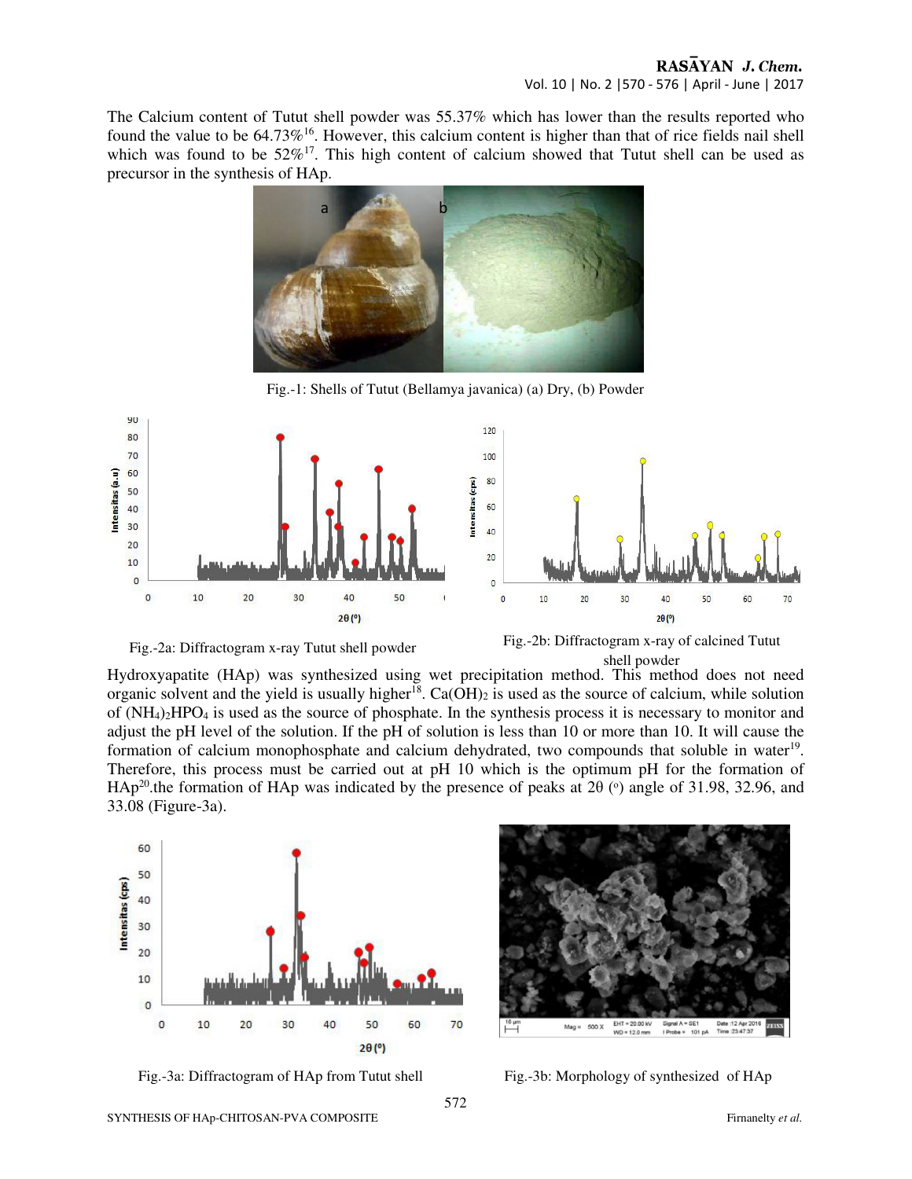The Calcium content of Tutut shell powder was 55.37% which has lower than the results reported who found the value to be 64.73%[16]. However, this calcium content is higher than that of rice fields nail shell which was found to be 52%[17]. This high content of calcium showed that Tutut shell can be used as precursor in the synthesis of HAp.

Fig.-1: Shells of Tutut (Bellamya javanica) (a) Dry, (b) Powder

Fig.-2a: Diffractogram x-ray Tutut shell powder

Fig.-2b: Diffractogram x-ray of calcined Tutut shell powder

Hydroxyapatite (HAp) was synthesized using wet precipitation method. This method does not need organic solvent and the yield is usually higher[18]. $Ca(OH)_2$ is used as the source of calcium, while solution of $(NH_4)_2HPO_4$ is used as the source of phosphate. In the synthesis process it is necessary to monitor and adjust the pH level of the solution. If the pH of solution is less than 10 or more than 10. It will cause the formation of calcium monophosphate and calcium dehydrated, two compounds that soluble in water[19]. Therefore, this process must be carried out at pH 10 which is the optimum pH for the formation of HAp[20].the formation of HAp was indicated by the presence of peaks at 2θ (°) angle of 31.98, 32.96, and 33.08 (Figure-3a).

Fig.-3a: Diffractogram of HAp from Tutut shell

Fig.-3b: Morphology of synthesized of HAp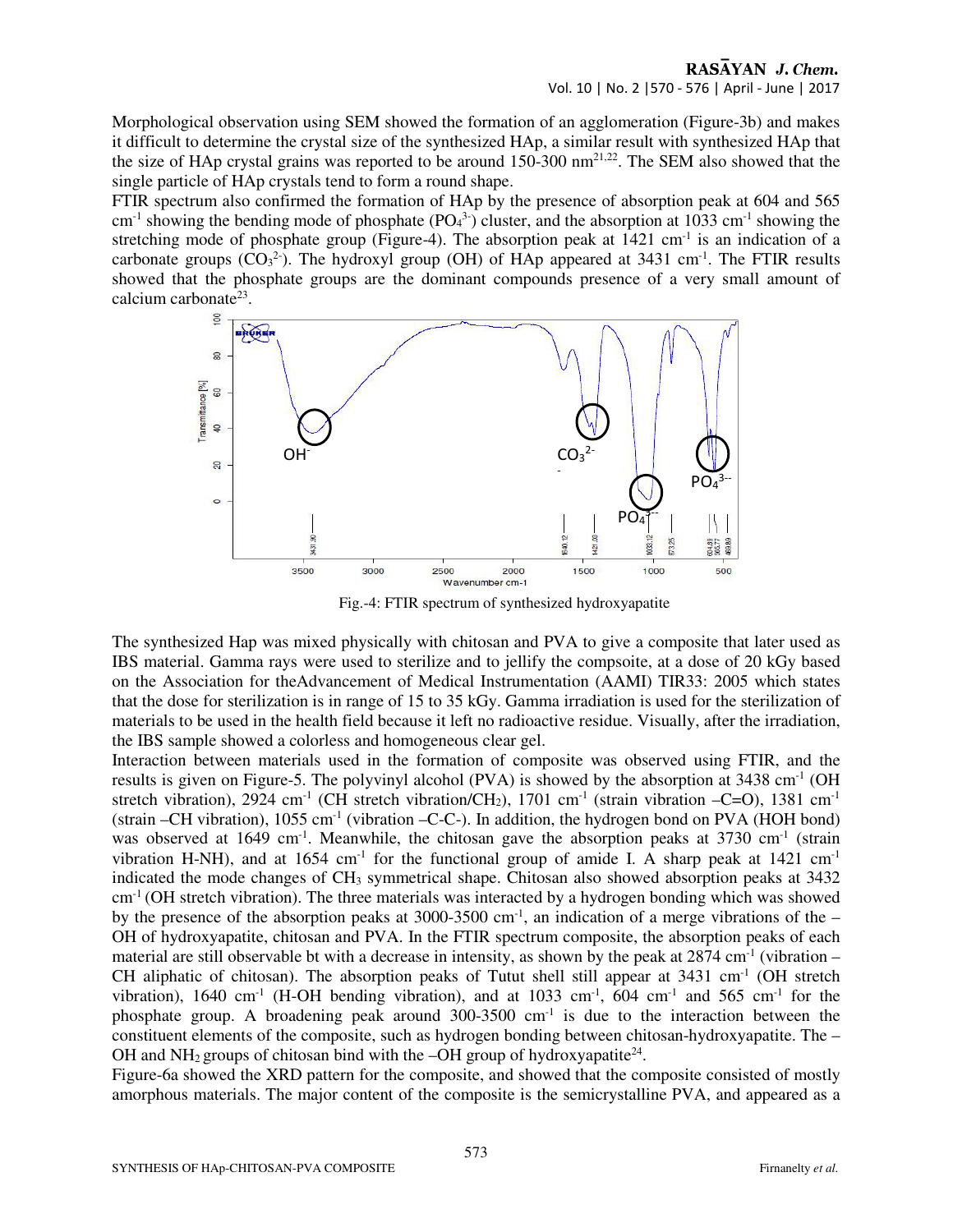Morphological observation using SEM showed the formation of an agglomeration (Figure-3b) and makes it difficult to determine the crystal size of the synthesized HAp, a similar result with synthesized HAp that the size of HAp crystal grains was reported to be around 150-300 nm[21,22]. The SEM also showed that the single particle of HAp crystals tend to form a round shape.

FTIR spectrum also confirmed the formation of HAp by the presence of absorption peak at 604 and 565 $cm^{-1}$ showing the bending mode of phosphate ($PO_4^{3-}$) cluster, and the absorption at 1033 $cm^{-1}$ showing the stretching mode of phosphate group (Figure-4). The absorption peak at 1421 $cm^{-1}$ is an indication of a carbonate groups ($CO_3^{2-}$). The hydroxyl group (OH) of HAp appeared at 3431 $cm^{-1}$. The FTIR results showed that the phosphate groups are the dominant compounds presence of a very small amount of calcium carbonate[23].

Fig.-4: FTIR spectrum of synthesized hydroxyapatite

The synthesized Hap was mixed physically with chitosan and PVA to give a composite that later used as IBS material. Gamma rays were used to sterilize and to jellify the compsoite, at a dose of 20 kGy based on the Association for theAdvancement of Medical Instrumentation (AAMI) TIR33: 2005 which states that the dose for sterilization is in range of 15 to 35 kGy. Gamma irradiation is used for the sterilization of materials to be used in the health field because it left no radioactive residue. Visually, after the irradiation, the IBS sample showed a colorless and homogeneous clear gel.

Interaction between materials used in the formation of composite was observed using FTIR, and the results is given on Figure-5. The polyvinyl alcohol (PVA) is showed by the absorption at 3438 $cm^{-1}$ (OH stretch vibration), 2924 $cm^{-1}$ (CH stretch vibration/$CH_2$), 1701 $cm^{-1}$ (strain vibration –C=O), 1381 $cm^{-1}$ (strain –CH vibration), 1055 $cm^{-1}$ (vibration –C-C-). In addition, the hydrogen bond on PVA (HOH bond) was observed at 1649 $cm^{-1}$. Meanwhile, the chitosan gave the absorption peaks at 3730 $cm^{-1}$ (strain vibration H-NH), and at 1654 $cm^{-1}$ for the functional group of amide I. A sharp peak at 1421 $cm^{-1}$ indicated the mode changes of $CH_3$ symmetrical shape. Chitosan also showed absorption peaks at 3432 $cm^{-1}$ (OH stretch vibration). The three materials was interacted by a hydrogen bonding which was showed by the presence of the absorption peaks at 3000-3500 $cm^{-1}$, an indication of a merge vibrations of the –OH of hydroxyapatite, chitosan and PVA. In the FTIR spectrum composite, the absorption peaks of each material are still observable bt with a decrease in intensity, as shown by the peak at 2874 $cm^{-1}$ (vibration –CH aliphatic of chitosan). The absorption peaks of Tutut shell still appear at 3431 $cm^{-1}$ (OH stretch vibration), 1640 $cm^{-1}$ (H-OH bending vibration), and at 1033 $cm^{-1}$, 604 $cm^{-1}$ and 565 $cm^{-1}$ for the phosphate group. A broadening peak around 300-3500 $cm^{-1}$ is due to the interaction between the constituent elements of the composite, such as hydrogen bonding between chitosan-hydroxyapatite. The –OH and $NH_2$ groups of chitosan bind with the –OH group of hydroxyapatite[24].

Figure-6a showed the XRD pattern for the composite, and showed that the composite consisted of mostly amorphous materials. The major content of the composite is the semicrystalline PVA, and appeared as a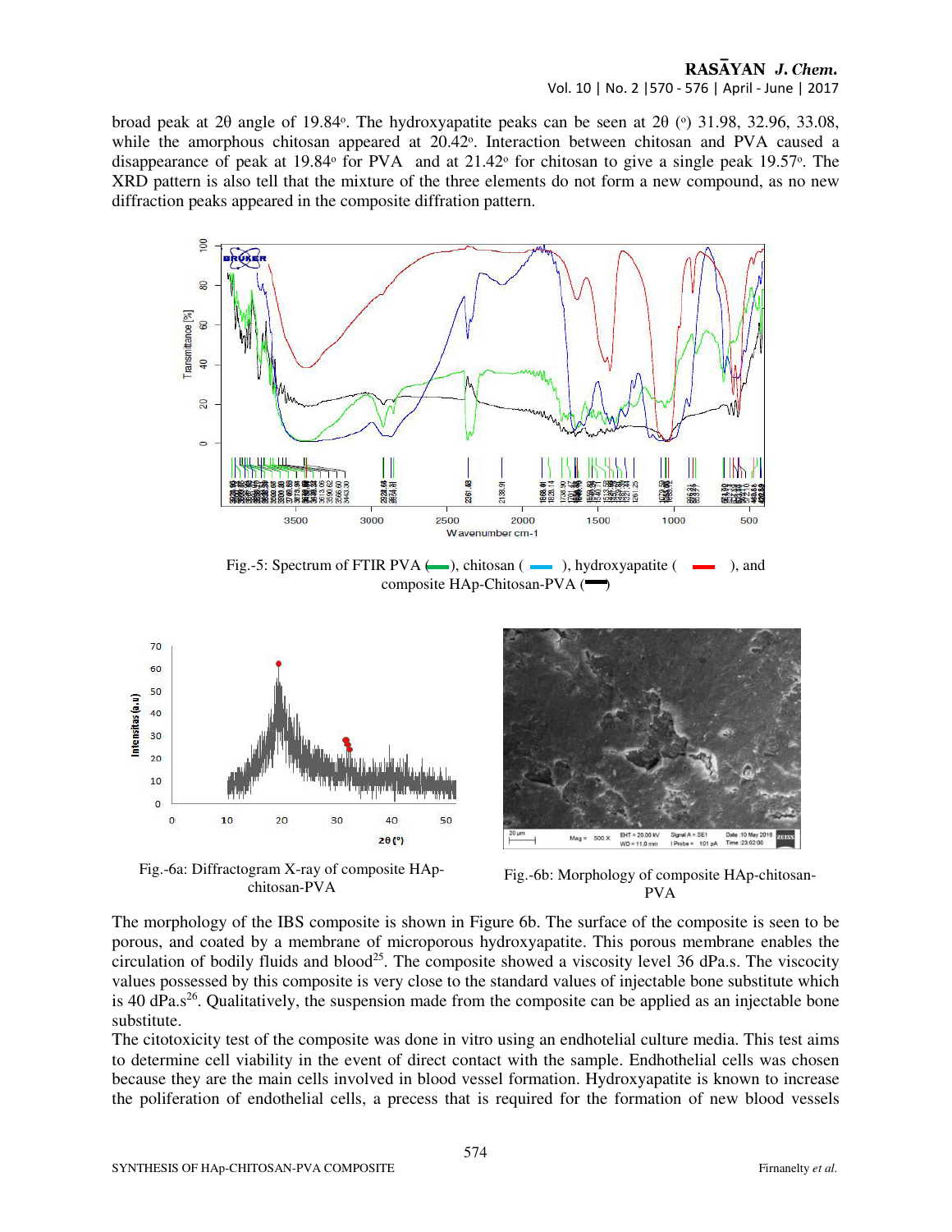broad peak at 2θ angle of 19.84°. The hydroxyapatite peaks can be seen at 2θ (°) 31.98, 32.96, 33.08, while the amorphous chitosan appeared at 20.42°. Interaction between chitosan and PVA caused a disappearance of peak at 19.84° for PVA and at 21.42° for chitosan to give a single peak 19.57°. The XRD pattern is also tell that the mixture of the three elements do not form a new compound, as no new diffraction peaks appeared in the composite diffration pattern.

Fig.-5: Spectrum of FTIR PVA (green), chitosan (blue), hydroxyapatite (red), and composite HAp-Chitosan-PVA (black)

Fig.-6a: Diffractogram X-ray of composite HAp-chitosan-PVA

Fig.-6b: Morphology of composite HAp-chitosan-PVA

The morphology of the IBS composite is shown in Figure 6b. The surface of the composite is seen to be porous, and coated by a membrane of microporous hydroxyapatite. This porous membrane enables the circulation of bodily fluids and blood[25]. The composite showed a viscosity level 36 dPa.s. The viscocity values possessed by this composite is very close to the standard values of injectable bone substitute which is 40 dPa.s[26]. Qualitatively, the suspension made from the composite can be applied as an injectable bone substitute.

The citotoxicity test of the composite was done in vitro using an endhotelial culture media. This test aims to determine cell viability in the event of direct contact with the sample. Endhothelial cells was chosen because they are the main cells involved in blood vessel formation. Hydroxyapatite is known to increase the poliferation of endothelial cells, a precess that is required for the formation of new blood vessels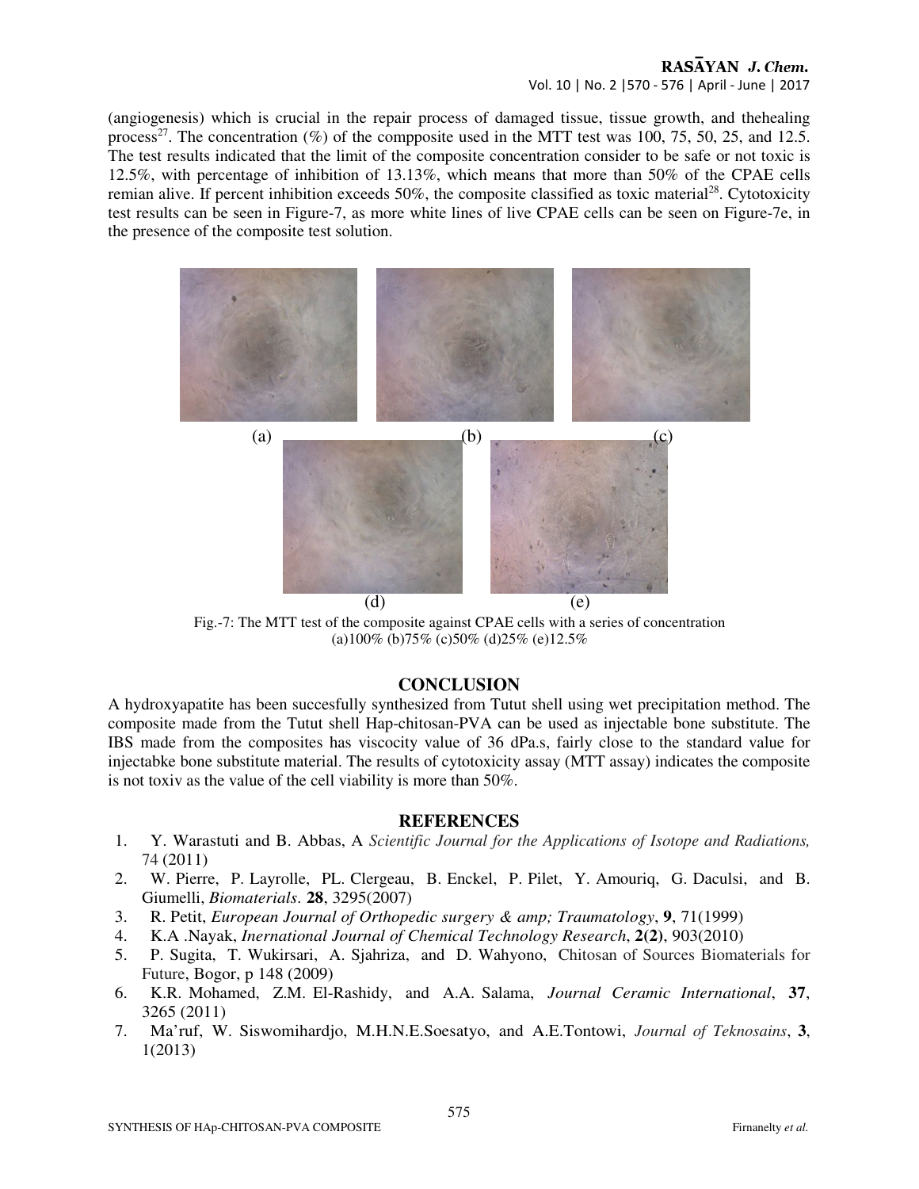(angiogenesis) which is crucial in the repair process of damaged tissue, tissue growth, and thehealing process[27]. The concentration (%) of the compposite used in the MTT test was 100, 75, 50, 25, and 12.5. The test results indicated that the limit of the composite concentration consider to be safe or not toxic is 12.5%, with percentage of inhibition of 13.13%, which means that more than 50% of the CPAE cells remian alive. If percent inhibition exceeds 50%, the composite classified as toxic material[28]. Cytotoxicity test results can be seen in Figure-7, as more white lines of live CPAE cells can be seen on Figure-7e, in the presence of the composite test solution.

(a) (b) (c)

(d) (e)

Fig.-7: The MTT test of the composite against CPAE cells with a series of concentration (a)100% (b)75% (c)50% (d)25% (e)12.5%

## CONCLUSION

A hydroxyapatite has been succesfully synthesized from Tutut shell using wet precipitation method. The composite made from the Tutut shell Hap-chitosan-PVA can be used as injectable bone substitute. The IBS made from the composites has viscocity value of 36 dPa.s, fairly close to the standard value for injectabke bone substitute material. The results of cytotoxicity assay (MTT assay) indicates the composite is not toxiv as the value of the cell viability is more than 50%.

## REFERENCES

1. Y. Warastuti and B. Abbas, A *Scientific Journal for the Applications of Isotope and Radiations,* 74 (2011)
2. W. Pierre, P. Layrolle, PL. Clergeau, B. Enckel, P. Pilet, Y. Amouriq, G. Daculsi, and B. Giumelli, *Biomaterials*. **28**, 3295(2007)
3. R. Petit, *European Journal of Orthopedic surgery & amp; Traumatology*, **9**, 71(1999)
4. K.A .Nayak, *Inernational Journal of Chemical Technology Research*, **2(2)**, 903(2010)
5. P. Sugita, T. Wukirsari, A. Sjahriza, and D. Wahyono, Chitosan of Sources Biomaterials for Future, Bogor, p 148 (2009)
6. K.R. Mohamed, Z.M. El-Rashidy, and A.A. Salama, *Journal Ceramic International*, **37**, 3265 (2011)
7. Ma'ruf, W. Siswomihardjo, M.H.N.E.Soesatyo, and A.E.Tontowi, *Journal of Teknosains*, **3**, 1(2013)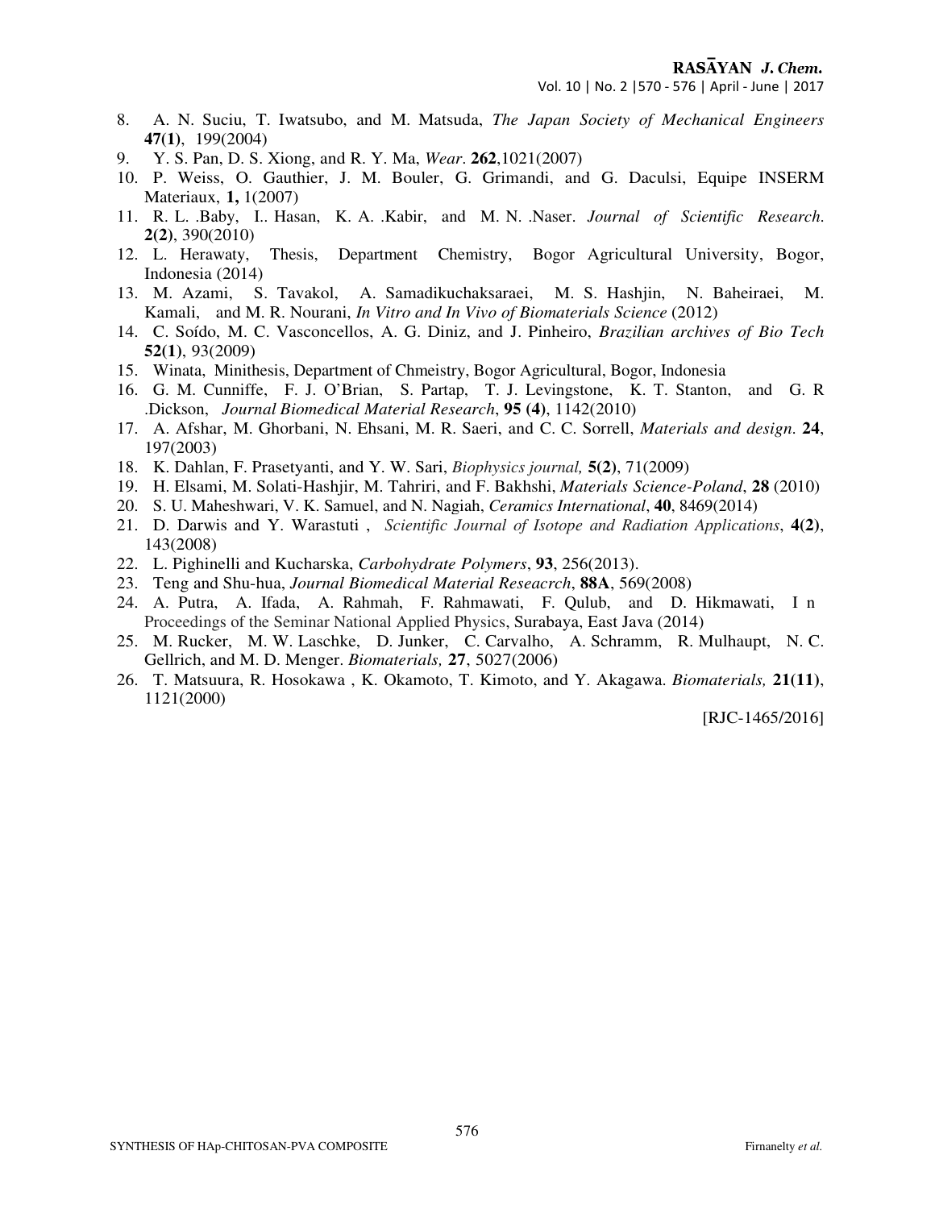8. A. N. Suciu, T. Iwatsubo, and M. Matsuda, *The Japan Society of Mechanical Engineers* **47(1)**, 199(2004)
9. Y. S. Pan, D. S. Xiong, and R. Y. Ma, *Wear*. **262**,1021(2007)
10. P. Weiss, O. Gauthier, J. M. Bouler, G. Grimandi, and G. Daculsi, Equipe INSERM Materiaux, **1,** 1(2007)
11. R. L. .Baby, I.. Hasan, K. A. .Kabir, and M. N. .Naser. *Journal of Scientific Research*. **2(2)**, 390(2010)
12. L. Herawaty, Thesis, Department Chemistry, Bogor Agricultural University, Bogor, Indonesia (2014)
13. M. Azami, S. Tavakol, A. Samadikuchaksaraei, M. S. Hashjin, N. Baheiraei, M. Kamali, and M. R. Nourani, *In Vitro and In Vivo of Biomaterials Science* (2012)
14. C. Soído, M. C. Vasconcellos, A. G. Diniz, and J. Pinheiro, *Brazilian archives of Bio Tech* **52(1)**, 93(2009)
15. Winata, Minithesis, Department of Chmeistry, Bogor Agricultural, Bogor, Indonesia
16. G. M. Cunniffe, F. J. O'Brian, S. Partap, T. J. Levingstone, K. T. Stanton, and G. R .Dickson, *Journal Biomedical Material Research*, **95 (4)**, 1142(2010)
17. A. Afshar, M. Ghorbani, N. Ehsani, M. R. Saeri, and C. C. Sorrell, *Materials and design*. **24**, 197(2003)
18. K. Dahlan, F. Prasetyanti, and Y. W. Sari, *Biophysics journal,* **5(2)**, 71(2009)
19. H. Elsami, M. Solati-Hashjir, M. Tahriri, and F. Bakhshi, *Materials Science-Poland*, **28** (2010)
20. S. U. Maheshwari, V. K. Samuel, and N. Nagiah, *Ceramics International*, **40**, 8469(2014)
21. D. Darwis and Y. Warastuti , *Scientific Journal of Isotope and Radiation Applications*, **4(2)**, 143(2008)
22. L. Pighinelli and Kucharska, *Carbohydrate Polymers*, **93**, 256(2013).
23. Teng and Shu-hua, *Journal Biomedical Material Reseacrch*, **88A**, 569(2008)
24. A. Putra, A. Ifada, A. Rahmah, F. Rahmawati, F. Qulub, and D. Hikmawati, In Proceedings of the Seminar National Applied Physics, Surabaya, East Java (2014)
25. M. Rucker, M. W. Laschke, D. Junker, C. Carvalho, A. Schramm, R. Mulhaupt, N. C. Gellrich, and M. D. Menger. *Biomaterials,* **27**, 5027(2006)
26. T. Matsuura, R. Hosokawa , K. Okamoto, T. Kimoto, and Y. Akagawa. *Biomaterials,* **21(11)**, 1121(2000)

[RJC-1465/2016]